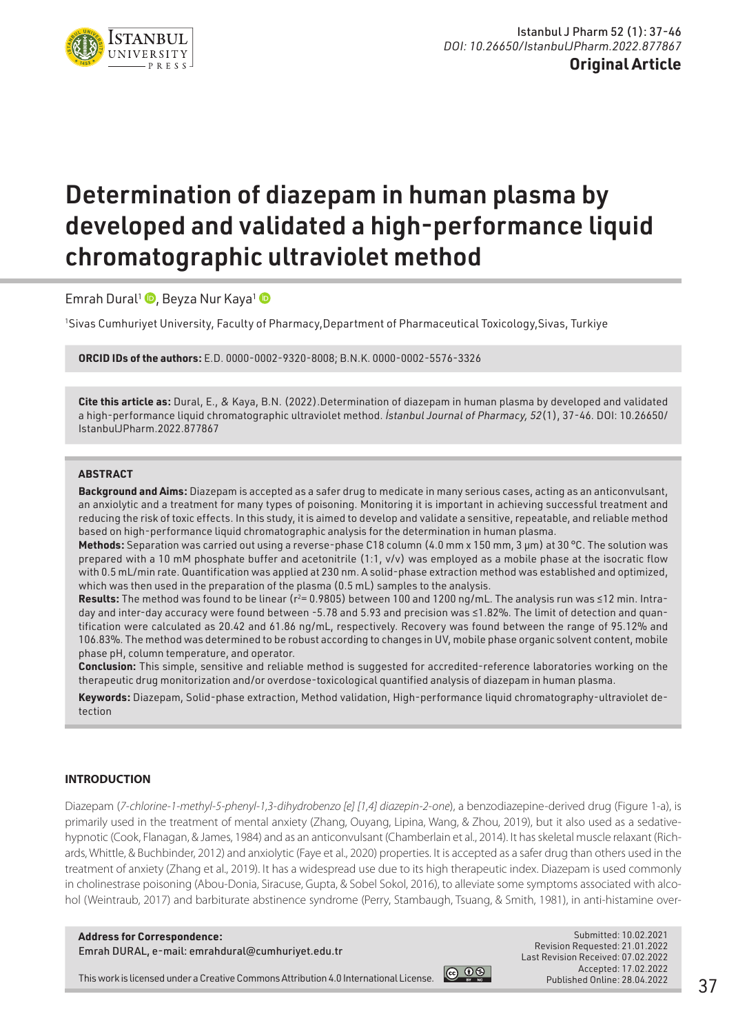Original Article

# Determination of diazepam in human plasma by developed and validated a high-performance liquid chromatographic ultraviolet method

Emrah Dural[1], Beyza Nur Kaya[1]

[1]Sivas Cumhuriyet University, Faculty of Pharmacy,Department of Pharmaceutical Toxicology,Sivas, Turkiye

**ORCID IDs of the authors:** E.D. 0000-0002-9320-8008; B.N.K. 0000-0002-5576-3326

**Cite this article as:** Dural, E., & Kaya, B.N. (2022).Determination of diazepam in human plasma by developed and validated a high-performance liquid chromatographic ultraviolet method. *İstanbul Journal of Pharmacy, 52*(1), 37-46. DOI: 10.26650/IstanbulJPharm.2022.877867

#### ABSTRACT

**Background and Aims:** Diazepam is accepted as a safer drug to medicate in many serious cases, acting as an anticonvulsant, an anxiolytic and a treatment for many types of poisoning. Monitoring it is important in achieving successful treatment and reducing the risk of toxic effects. In this study, it is aimed to develop and validate a sensitive, repeatable, and reliable method based on high-performance liquid chromatographic analysis for the determination in human plasma.

**Methods:** Separation was carried out using a reverse-phase C18 column (4.0 mm x 150 mm, 3 μm) at 30 °C. The solution was prepared with a 10 mM phosphate buffer and acetonitrile (1:1, v/v) was employed as a mobile phase at the isocratic flow with 0.5 mL/min rate. Quantification was applied at 230 nm. A solid-phase extraction method was established and optimized, which was then used in the preparation of the plasma (0.5 mL) samples to the analysis.

**Results:** The method was found to be linear ($r^2$= 0.9805) between 100 and 1200 ng/mL. The analysis run was ≤12 min. Intra-day and inter-day accuracy were found between -5.78 and 5.93 and precision was ≤1.82%. The limit of detection and quantification were calculated as 20.42 and 61.86 ng/mL, respectively. Recovery was found between the range of 95.12% and 106.83%. The method was determined to be robust according to changes in UV, mobile phase organic solvent content, mobile phase pH, column temperature, and operator.

**Conclusion:** This simple, sensitive and reliable method is suggested for accredited-reference laboratories working on the therapeutic drug monitorization and/or overdose-toxicological quantified analysis of diazepam in human plasma.

**Keywords:** Diazepam, Solid-phase extraction, Method validation, High-performance liquid chromatography-ultraviolet detection

#### INTRODUCTION

Diazepam (*7-chlorine-1-methyl-5-phenyl-1,3-dihydrobenzo [e] [1,4] diazepin-2-one*), a benzodiazepine-derived drug (Figure 1-a), is primarily used in the treatment of mental anxiety (Zhang, Ouyang, Lipina, Wang, & Zhou, 2019), but it also used as a sedative-hypnotic (Cook, Flanagan, & James, 1984) and as an anticonvulsant (Chamberlain et al., 2014). It has skeletal muscle relaxant (Richards, Whittle, & Buchbinder, 2012) and anxiolytic (Faye et al., 2020) properties. It is accepted as a safer drug than others used in the treatment of anxiety (Zhang et al., 2019). It has a widespread use due to its high therapeutic index. Diazepam is used commonly in cholinestrase poisoning (Abou-Donia, Siracuse, Gupta, & Sobel Sokol, 2016), to alleviate some symptoms associated with alcohol (Weintraub, 2017) and barbiturate abstinence syndrome (Perry, Stambaugh, Tsuang, & Smith, 1981), in anti-histamine over-

**Address for Correspondence:**
Emrah DURAL, e-mail: emrahdural@cumhuriyet.edu.tr

This work is licensed under a Creative Commons Attribution 4.0 International License.

Submitted: 10.02.2021
Revision Requested: 21.01.2022
Last Revision Received: 07.02.2022
Accepted: 17.02.2022
Published Online: 28.04.2022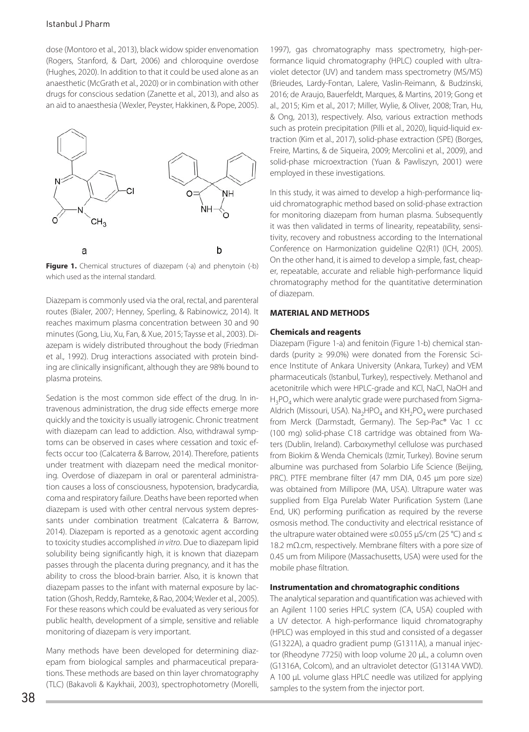dose (Montoro et al., 2013), black widow spider envenomation (Rogers, Stanford, & Dart, 2006) and chloroquine overdose (Hughes, 2020). In addition to that it could be used alone as an anaesthetic (McGrath et al., 2020) or in combination with other drugs for conscious sedation (Zanette et al., 2013), and also as an aid to anaesthesia (Wexler, Peyster, Hakkinen, & Pope, 2005).

**Figure 1.** Chemical structures of diazepam (-a) and phenytoin (-b) which used as the internal standard.

Diazepam is commonly used via the oral, rectal, and parenteral routes (Bialer, 2007; Henney, Sperling, & Rabinowicz, 2014). It reaches maximum plasma concentration between 30 and 90 minutes (Gong, Liu, Xu, Fan, & Xue, 2015; Taysse et al., 2003). Diazepam is widely distributed throughout the body (Friedman et al., 1992). Drug interactions associated with protein binding are clinically insignificant, although they are 98% bound to plasma proteins.

Sedation is the most common side effect of the drug. In intravenous administration, the drug side effects emerge more quickly and the toxicity is usually iatrogenic. Chronic treatment with diazepam can lead to addiction. Also, withdrawal symptoms can be observed in cases where cessation and toxic effects occur too (Calcaterra & Barrow, 2014). Therefore, patients under treatment with diazepam need the medical monitoring. Overdose of diazepam in oral or parenteral administration causes a loss of consciousness, hypotension, bradycardia, coma and respiratory failure. Deaths have been reported when diazepam is used with other central nervous system depressants under combination treatment (Calcaterra & Barrow, 2014). Diazepam is reported as a genotoxic agent according to toxicity studies accomplished *in vitro*. Due to diazepam lipid solubility being significantly high, it is known that diazepam passes through the placenta during pregnancy, and it has the ability to cross the blood-brain barrier. Also, it is known that diazepam passes to the infant with maternal exposure by lactation (Ghosh, Reddy, Ramteke, & Rao, 2004; Wexler et al., 2005). For these reasons which could be evaluated as very serious for public health, development of a simple, sensitive and reliable monitoring of diazepam is very important.

Many methods have been developed for determining diazepam from biological samples and pharmaceutical preparations. These methods are based on thin layer chromatography (TLC) (Bakavoli & Kaykhaii, 2003), spectrophotometry (Morelli, 1997), gas chromatography mass spectrometry, high-performance liquid chromatography (HPLC) coupled with ultraviolet detector (UV) and tandem mass spectrometry (MS/MS) (Brieudes, Lardy-Fontan, Lalere, Vaslin-Reimann, & Budzinski, 2016; de Araujo, Bauerfeldt, Marques, & Martins, 2019; Gong et al., 2015; Kim et al., 2017; Miller, Wylie, & Oliver, 2008; Tran, Hu, & Ong, 2013), respectively. Also, various extraction methods such as protein precipitation (Pilli et al., 2020), liquid-liquid extraction (Kim et al., 2017), solid-phase extraction (SPE) (Borges, Freire, Martins, & de Siqueira, 2009; Mercolini et al., 2009), and solid-phase microextraction (Yuan & Pawliszyn, 2001) were employed in these investigations.

In this study, it was aimed to develop a high-performance liquid chromatographic method based on solid-phase extraction for monitoring diazepam from human plasma. Subsequently it was then validated in terms of linearity, repeatability, sensitivity, recovery and robustness according to the International Conference on Harmonization guideline Q2(R1) (ICH, 2005). On the other hand, it is aimed to develop a simple, fast, cheaper, repeatable, accurate and reliable high-performance liquid chromatography method for the quantitative determination of diazepam.

## MATERIAL AND METHODS

### Chemicals and reagents

Diazepam (Figure 1-a) and fenitoin (Figure 1-b) chemical standards (purity ≥ 99.0%) were donated from the Forensic Science Institute of Ankara University (Ankara, Turkey) and VEM pharmaceuticals (Istanbul, Turkey), respectively. Methanol and acetonitrile which were HPLC-grade and KCl, NaCl, NaOH and $H_3PO_4$ which were analytic grade were purchased from Sigma-Aldrich (Missouri, USA). $Na_2HPO_4$ and $KH_2PO_4$ were purchased from Merck (Darmstadt, Germany). The Sep-Pac® Vac 1 cc (100 mg) solid-phase C18 cartridge was obtained from Waters (Dublin, Ireland). Carboxymethyl cellulose was purchased from Biokim & Wenda Chemicals (Izmir, Turkey). Bovine serum albumine was purchased from Solarbio Life Science (Beijing, PRC). PTFE membrane filter (47 mm DIA, 0.45 µm pore size) was obtained from Millipore (MA, USA). Ultrapure water was supplied from Elga Purelab Water Purification System (Lane End, UK) performing purification as required by the reverse osmosis method. The conductivity and electrical resistance of the ultrapure water obtained were ≤0.055 µS/cm (25 °C) and ≤ 18.2 mΩ.cm, respectively. Membrane filters with a pore size of 0.45 um from Milipore (Massachusetts, USA) were used for the mobile phase filtration.

### Instrumentation and chromatographic conditions

The analytical separation and quantification was achieved with an Agilent 1100 series HPLC system (CA, USA) coupled with a UV detector. A high-performance liquid chromatography (HPLC) was employed in this stud and consisted of a degasser (G1322A), a quadro gradient pump (G1311A), a manual injector (Rheodyne 7725i) with loop volume 20 µL, a column oven (G1316A, Colcom), and an ultraviolet detector (G1314A VWD). A 100 µL volume glass HPLC needle was utilized for applying samples to the system from the injector port.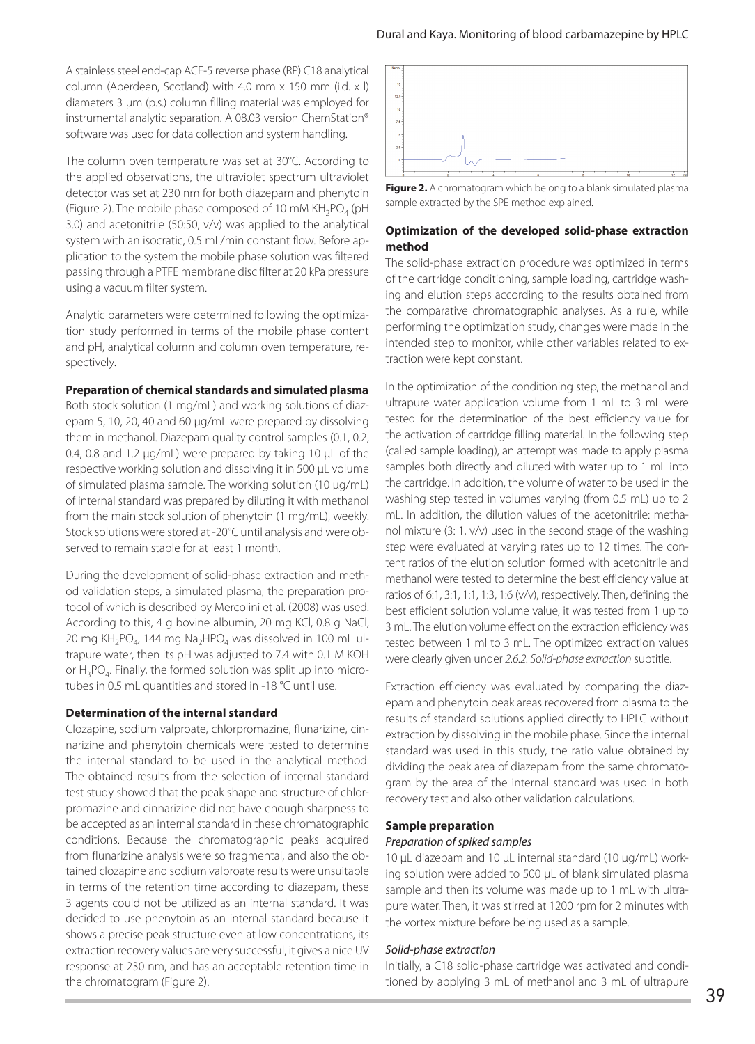A stainless steel end-cap ACE-5 reverse phase (RP) C18 analytical column (Aberdeen, Scotland) with 4.0 mm x 150 mm (i.d. x l) diameters 3 µm (p.s.) column filling material was employed for instrumental analytic separation. A 08.03 version ChemStation® software was used for data collection and system handling.

The column oven temperature was set at 30°C. According to the applied observations, the ultraviolet spectrum ultraviolet detector was set at 230 nm for both diazepam and phenytoin (Figure 2). The mobile phase composed of 10 mM $KH_2PO_4$ (pH 3.0) and acetonitrile (50:50, v/v) was applied to the analytical system with an isocratic, 0.5 mL/min constant flow. Before application to the system the mobile phase solution was filtered passing through a PTFE membrane disc filter at 20 kPa pressure using a vacuum filter system.

Analytic parameters were determined following the optimization study performed in terms of the mobile phase content and pH, analytical column and column oven temperature, respectively.

**Preparation of chemical standards and simulated plasma**

Both stock solution (1 mg/mL) and working solutions of diazepam 5, 10, 20, 40 and 60 µg/mL were prepared by dissolving them in methanol. Diazepam quality control samples (0.1, 0.2, 0.4, 0.8 and 1.2 µg/mL) were prepared by taking 10 µL of the respective working solution and dissolving it in 500 µL volume of simulated plasma sample. The working solution (10 µg/mL) of internal standard was prepared by diluting it with methanol from the main stock solution of phenytoin (1 mg/mL), weekly. Stock solutions were stored at -20°C until analysis and were observed to remain stable for at least 1 month.

During the development of solid-phase extraction and method validation steps, a simulated plasma, the preparation protocol of which is described by Mercolini et al. (2008) was used. According to this, 4 g bovine albumin, 20 mg KCl, 0.8 g NaCl, 20 mg $KH_2PO_4$, 144 mg $Na_2HPO_4$ was dissolved in 100 mL ultrapure water, then its pH was adjusted to 7.4 with 0.1 M KOH or $H_3PO_4$. Finally, the formed solution was split up into microtubes in 0.5 mL quantities and stored in -18 °C until use.

**Determination of the internal standard**

Clozapine, sodium valproate, chlorpromazine, flunarizine, cinnarizine and phenytoin chemicals were tested to determine the internal standard to be used in the analytical method. The obtained results from the selection of internal standard test study showed that the peak shape and structure of chlorpromazine and cinnarizine did not have enough sharpness to be accepted as an internal standard in these chromatographic conditions. Because the chromatographic peaks acquired from flunarizine analysis were so fragmental, and also the obtained clozapine and sodium valproate results were unsuitable in terms of the retention time according to diazepam, these 3 agents could not be utilized as an internal standard. It was decided to use phenytoin as an internal standard because it shows a precise peak structure even at low concentrations, its extraction recovery values are very successful, it gives a nice UV response at 230 nm, and has an acceptable retention time in the chromatogram (Figure 2).

**Figure 2.** A chromatogram which belong to a blank simulated plasma sample extracted by the SPE method explained.

**Optimization of the developed solid-phase extraction method**

The solid-phase extraction procedure was optimized in terms of the cartridge conditioning, sample loading, cartridge washing and elution steps according to the results obtained from the comparative chromatographic analyses. As a rule, while performing the optimization study, changes were made in the intended step to monitor, while other variables related to extraction were kept constant.

In the optimization of the conditioning step, the methanol and ultrapure water application volume from 1 mL to 3 mL were tested for the determination of the best efficiency value for the activation of cartridge filling material. In the following step (called sample loading), an attempt was made to apply plasma samples both directly and diluted with water up to 1 mL into the cartridge. In addition, the volume of water to be used in the washing step tested in volumes varying (from 0.5 mL) up to 2 mL. In addition, the dilution values of the acetonitrile: methanol mixture (3: 1, v/v) used in the second stage of the washing step were evaluated at varying rates up to 12 times. The content ratios of the elution solution formed with acetonitrile and methanol were tested to determine the best efficiency value at ratios of 6:1, 3:1, 1:1, 1:3, 1:6 (v/v), respectively. Then, defining the best efficient solution volume value, it was tested from 1 up to 3 mL. The elution volume effect on the extraction efficiency was tested between 1 ml to 3 mL. The optimized extraction values were clearly given under *2.6.2. Solid-phase extraction* subtitle.

Extraction efficiency was evaluated by comparing the diazepam and phenytoin peak areas recovered from plasma to the results of standard solutions applied directly to HPLC without extraction by dissolving in the mobile phase. Since the internal standard was used in this study, the ratio value obtained by dividing the peak area of diazepam from the same chromatogram by the area of the internal standard was used in both recovery test and also other validation calculations.

**Sample preparation**

*Preparation of spiked samples*

10 µL diazepam and 10 µL internal standard (10 µg/mL) working solution were added to 500 µL of blank simulated plasma sample and then its volume was made up to 1 mL with ultrapure water. Then, it was stirred at 1200 rpm for 2 minutes with the vortex mixture before being used as a sample.

*Solid-phase extraction*

Initially, a C18 solid-phase cartridge was activated and conditioned by applying 3 mL of methanol and 3 mL of ultrapure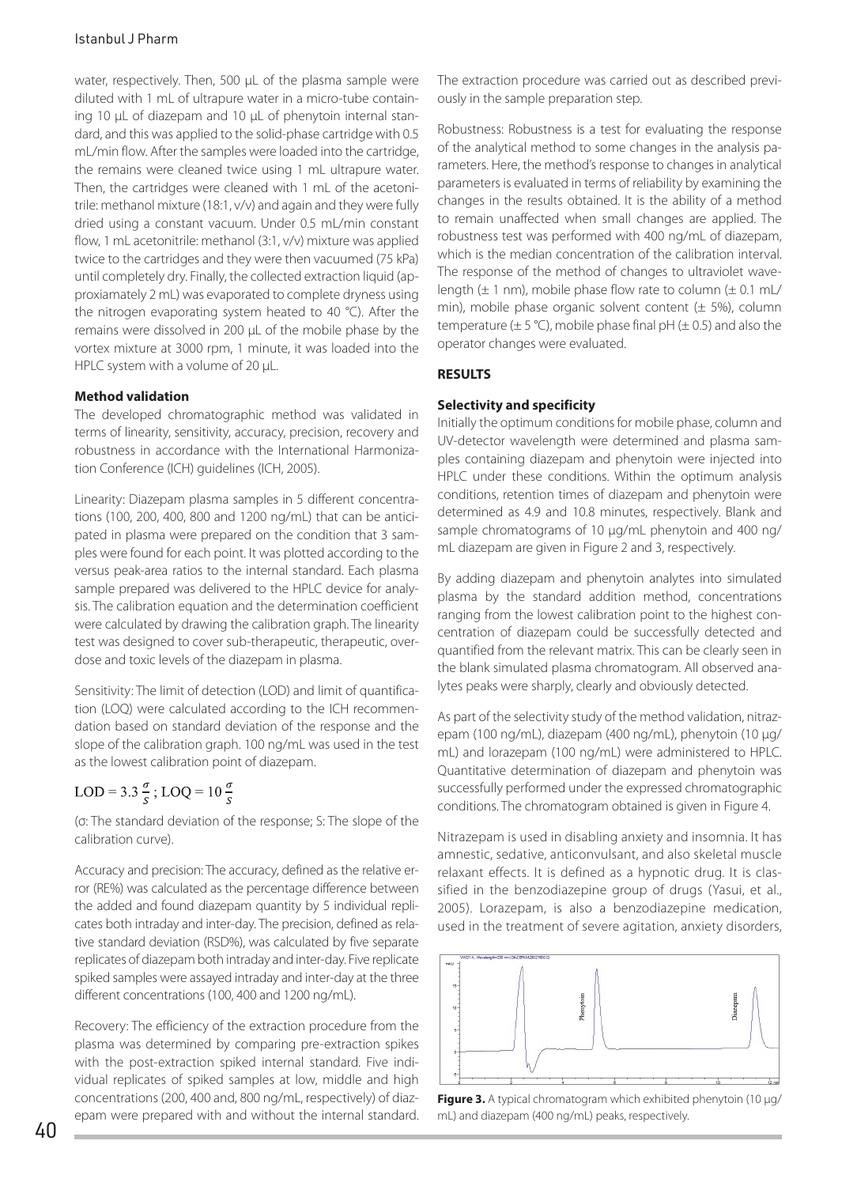water, respectively. Then, 500 µL of the plasma sample were diluted with 1 mL of ultrapure water in a micro-tube containing 10 µL of diazepam and 10 µL of phenytoin internal standard, and this was applied to the solid-phase cartridge with 0.5 mL/min flow. After the samples were loaded into the cartridge, the remains were cleaned twice using 1 mL ultrapure water. Then, the cartridges were cleaned with 1 mL of the acetonitrile: methanol mixture (18:1, v/v) and again and they were fully dried using a constant vacuum. Under 0.5 mL/min constant flow, 1 mL acetonitrile: methanol (3:1, v/v) mixture was applied twice to the cartridges and they were then vacuumed (75 kPa) until completely dry. Finally, the collected extraction liquid (approxiamately 2 mL) was evaporated to complete dryness using the nitrogen evaporating system heated to 40 °C). After the remains were dissolved in 200 µL of the mobile phase by the vortex mixture at 3000 rpm, 1 minute, it was loaded into the HPLC system with a volume of 20 µL.

**Method validation**

The developed chromatographic method was validated in terms of linearity, sensitivity, accuracy, precision, recovery and robustness in accordance with the International Harmonization Conference (ICH) guidelines (ICH, 2005).

Linearity: Diazepam plasma samples in 5 different concentrations (100, 200, 400, 800 and 1200 ng/mL) that can be anticipated in plasma were prepared on the condition that 3 samples were found for each point. It was plotted according to the versus peak-area ratios to the internal standard. Each plasma sample prepared was delivered to the HPLC device for analysis. The calibration equation and the determination coefficient were calculated by drawing the calibration graph. The linearity test was designed to cover sub-therapeutic, therapeutic, overdose and toxic levels of the diazepam in plasma.

Sensitivity: The limit of detection (LOD) and limit of quantification (LOQ) were calculated according to the ICH recommendation based on standard deviation of the response and the slope of the calibration graph. 100 ng/mL was used in the test as the lowest calibration point of diazepam.

$$\text{LOD} = 3.3\frac{\sigma}{S}\text{; LOQ} = 10\frac{\sigma}{S}$$

(σ: The standard deviation of the response; S: The slope of the calibration curve).

Accuracy and precision: The accuracy, defined as the relative error (RE%) was calculated as the percentage difference between the added and found diazepam quantity by 5 individual replicates both intraday and inter-day. The precision, defined as relative standard deviation (RSD%), was calculated by five separate replicates of diazepam both intraday and inter-day. Five replicate spiked samples were assayed intraday and inter-day at the three different concentrations (100, 400 and 1200 ng/mL).

Recovery: The efficiency of the extraction procedure from the plasma was determined by comparing pre-extraction spikes with the post-extraction spiked internal standard. Five individual replicates of spiked samples at low, middle and high concentrations (200, 400 and, 800 ng/mL, respectively) of diazepam were prepared with and without the internal standard. The extraction procedure was carried out as described previously in the sample preparation step.

Robustness: Robustness is a test for evaluating the response of the analytical method to some changes in the analysis parameters. Here, the method's response to changes in analytical parameters is evaluated in terms of reliability by examining the changes in the results obtained. It is the ability of a method to remain unaffected when small changes are applied. The robustness test was performed with 400 ng/mL of diazepam, which is the median concentration of the calibration interval. The response of the method of changes to ultraviolet wavelength (± 1 nm), mobile phase flow rate to column (± 0.1 mL/min), mobile phase organic solvent content (± 5%), column temperature (± 5 °C), mobile phase final pH (± 0.5) and also the operator changes were evaluated.

## RESULTS

**Selectivity and specificity**

Initially the optimum conditions for mobile phase, column and UV-detector wavelength were determined and plasma samples containing diazepam and phenytoin were injected into HPLC under these conditions. Within the optimum analysis conditions, retention times of diazepam and phenytoin were determined as 4.9 and 10.8 minutes, respectively. Blank and sample chromatograms of 10 µg/mL phenytoin and 400 ng/mL diazepam are given in Figure 2 and 3, respectively.

By adding diazepam and phenytoin analytes into simulated plasma by the standard addition method, concentrations ranging from the lowest calibration point to the highest concentration of diazepam could be successfully detected and quantified from the relevant matrix. This can be clearly seen in the blank simulated plasma chromatogram. All observed analytes peaks were sharply, clearly and obviously detected.

As part of the selectivity study of the method validation, nitrazepam (100 ng/mL), diazepam (400 ng/mL), phenytoin (10 µg/mL) and lorazepam (100 ng/mL) were administered to HPLC. Quantitative determination of diazepam and phenytoin was successfully performed under the expressed chromatographic conditions. The chromatogram obtained is given in Figure 4.

Nitrazepam is used in disabling anxiety and insomnia. It has amnestic, sedative, anticonvulsant, and also skeletal muscle relaxant effects. It is defined as a hypnotic drug. It is classified in the benzodiazepine group of drugs (Yasui, et al., 2005). Lorazepam, is also a benzodiazepine medication, used in the treatment of severe agitation, anxiety disorders,

Phenytoin

Diazepam

**Figure 3.** A typical chromatogram which exhibited phenytoin (10 µg/mL) and diazepam (400 ng/mL) peaks, respectively.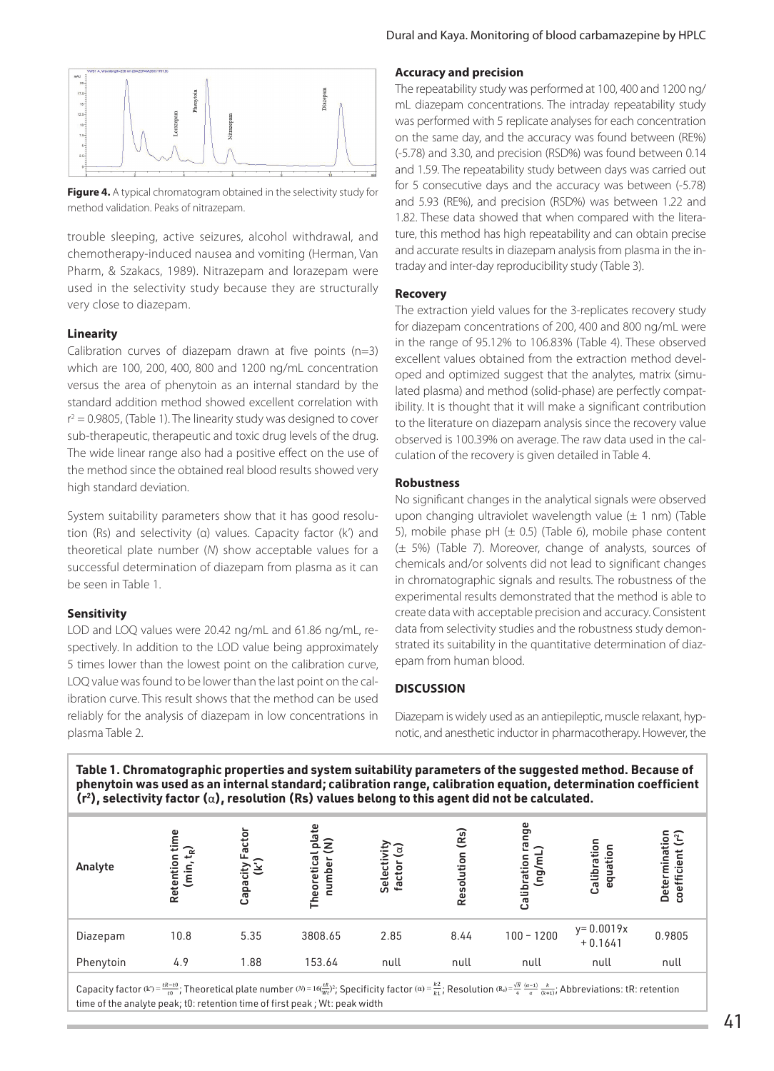mAU
VWD1 A, Wavelength=230 nm (DIAZEPAM\20011101.D)
Lorazepam
Phenytoin
Nitrazepam
Diazepam

**Figure 4.** A typical chromatogram obtained in the selectivity study for method validation. Peaks of nitrazepam.

trouble sleeping, active seizures, alcohol withdrawal, and chemotherapy-induced nausea and vomiting (Herman, Van Pharm, & Szakacs, 1989). Nitrazepam and lorazepam were used in the selectivity study because they are structurally very close to diazepam.

### Linearity

Calibration curves of diazepam drawn at five points (n=3) which are 100, 200, 400, 800 and 1200 ng/mL concentration versus the area of phenytoin as an internal standard by the standard addition method showed excellent correlation with $r^2 = 0.9805$, (Table 1). The linearity study was designed to cover sub-therapeutic, therapeutic and toxic drug levels of the drug. The wide linear range also had a positive effect on the use of the method since the obtained real blood results showed very high standard deviation.

System suitability parameters show that it has good resolution (Rs) and selectivity (α) values. Capacity factor (k') and theoretical plate number (*N*) show acceptable values for a successful determination of diazepam from plasma as it can be seen in Table 1.

### Sensitivity

LOD and LOQ values were 20.42 ng/mL and 61.86 ng/mL, respectively. In addition to the LOD value being approximately 5 times lower than the lowest point on the calibration curve, LOQ value was found to be lower than the last point on the calibration curve. This result shows that the method can be used reliably for the analysis of diazepam in low concentrations in plasma Table 2.

### Accuracy and precision

The repeatability study was performed at 100, 400 and 1200 ng/mL diazepam concentrations. The intraday repeatability study was performed with 5 replicate analyses for each concentration on the same day, and the accuracy was found between (RE%) (-5.78) and 3.30, and precision (RSD%) was found between 0.14 and 1.59. The repeatability study between days was carried out for 5 consecutive days and the accuracy was between (-5.78) and 5.93 (RE%), and precision (RSD%) was between 1.22 and 1.82. These data showed that when compared with the literature, this method has high repeatability and can obtain precise and accurate results in diazepam analysis from plasma in the intraday and inter-day reproducibility study (Table 3).

### Recovery

The extraction yield values for the 3-replicates recovery study for diazepam concentrations of 200, 400 and 800 ng/mL were in the range of 95.12% to 106.83% (Table 4). These observed excellent values obtained from the extraction method developed and optimized suggest that the analytes, matrix (simulated plasma) and method (solid-phase) are perfectly compatibility. It is thought that it will make a significant contribution to the literature on diazepam analysis since the recovery value observed is 100.39% on average. The raw data used in the calculation of the recovery is given detailed in Table 4.

### Robustness

No significant changes in the analytical signals were observed upon changing ultraviolet wavelength value (± 1 nm) (Table 5), mobile phase pH (± 0.5) (Table 6), mobile phase content (± 5%) (Table 7). Moreover, change of analysts, sources of chemicals and/or solvents did not lead to significant changes in chromatographic signals and results. The robustness of the experimental results demonstrated that the method is able to create data with acceptable precision and accuracy. Consistent data from selectivity studies and the robustness study demonstrated its suitability in the quantitative determination of diazepam from human blood.

## DISCUSSION

Diazepam is widely used as an antiepileptic, muscle relaxant, hypnotic, and anesthetic inductor in pharmacotherapy. However, the

**Table 1. Chromatographic properties and system suitability parameters of the suggested method. Because of phenytoin was used as an internal standard; calibration range, calibration equation, determination coefficient ($r^2$), selectivity factor (α), resolution (Rs) values belong to this agent did not be calculated.**

| Analyte | Retention time (min, $t_R$) | Capacity Factor (k') | Theoretical plate number (N) | Selectivity factor (α) | Resolution (Rs) | Calibration range (ng/mL) | Calibration equation | Determination coefficient ($r^2$) |
|---|---|---|---|---|---|---|---|---|
| Diazepam | 10.8 | 5.35 | 3808.65 | 2.85 | 8.44 | 100 – 1200 | y= 0.0019x + 0.1641 | 0.9805 |
| Phenytoin | 4.9 | 1.88 | 153.64 | null | null | null | null | null |

Capacity factor $(k') = \frac{tR-t0}{t0}$; Theoretical plate number $(N) = 16(\frac{tR}{Wt})^2$; Specificity factor $(\alpha) = \frac{k2}{k1}$; Resolution $(R_s) = \frac{\sqrt{N}}{4}\frac{(\alpha-1)}{\alpha}\frac{k}{(k+1)}$; Abbreviations: tR: retention time of the analyte peak; t0: retention time of first peak ; Wt: peak width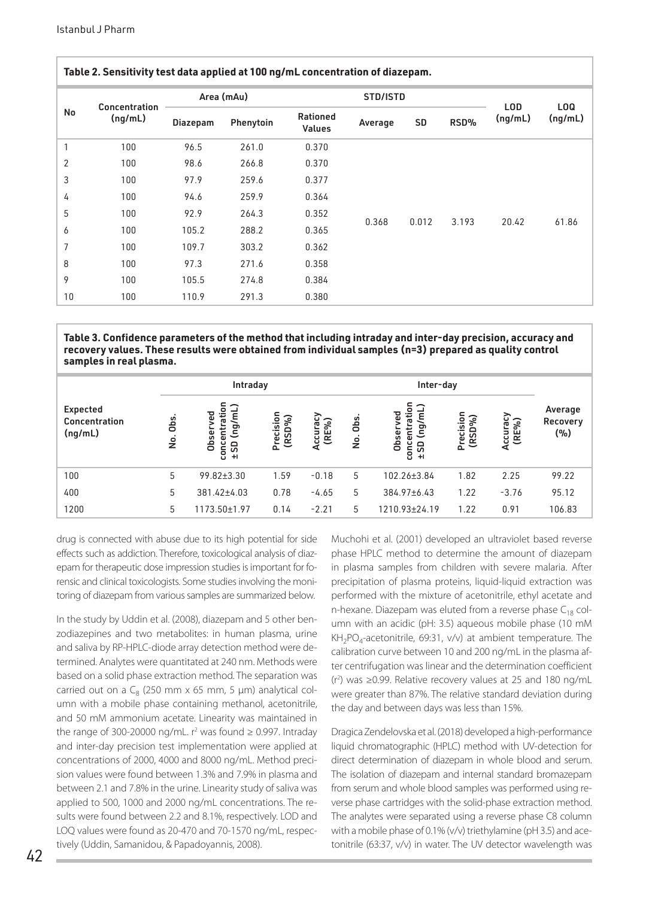**Table 2. Sensitivity test data applied at 100 ng/mL concentration of diazepam.**

| No | Concentration (ng/mL) | Area (mAu) | | STD/ISTD | | | | LOD (ng/mL) | LOQ (ng/mL) |
|---|---|---|---|---|---|---|---|---|---|
| | | Diazepam | Phenytoin | Rationed Values | Average | SD | RSD% | | |
| 1 | 100 | 96.5 | 261.0 | 0.370 | 0.368 | 0.012 | 3.193 | 20.42 | 61.86 |
| 2 | 100 | 98.6 | 266.8 | 0.370 | | | | | |
| 3 | 100 | 97.9 | 259.6 | 0.377 | | | | | |
| 4 | 100 | 94.6 | 259.9 | 0.364 | | | | | |
| 5 | 100 | 92.9 | 264.3 | 0.352 | | | | | |
| 6 | 100 | 105.2 | 288.2 | 0.365 | | | | | |
| 7 | 100 | 109.7 | 303.2 | 0.362 | | | | | |
| 8 | 100 | 97.3 | 271.6 | 0.358 | | | | | |
| 9 | 100 | 105.5 | 274.8 | 0.384 | | | | | |
| 10 | 100 | 110.9 | 291.3 | 0.380 | | | | | |

**Table 3. Confidence parameters of the method that including intraday and inter-day precision, accuracy and recovery values. These results were obtained from individual samples (n=3) prepared as quality control samples in real plasma.**

| Expected Concentration (ng/mL) | Intraday | | | | Inter-day | | | | Average Recovery (%) |
|---|---|---|---|---|---|---|---|---|---|
| | No. Obs. | Observed concentration ±SD (ng/mL) | Precision (RSD%) | Accuracy (RE%) | No. Obs. | Observed concentration ±SD (ng/mL) | Precision (RSD%) | Accuracy (RE%) | |
| 100 | 5 | 99.82±3.30 | 1.59 | -0.18 | 5 | 102.26±3.84 | 1.82 | 2.25 | 99.22 |
| 400 | 5 | 381.42±4.03 | 0.78 | -4.65 | 5 | 384.97±6.43 | 1.22 | -3.76 | 95.12 |
| 1200 | 5 | 1173.50±1.97 | 0.14 | -2.21 | 5 | 1210.93±24.19 | 1.22 | 0.91 | 106.83 |

drug is connected with abuse due to its high potential for side effects such as addiction. Therefore, toxicological analysis of diazepam for therapeutic dose impression studies is important for forensic and clinical toxicologists. Some studies involving the monitoring of diazepam from various samples are summarized below.

In the study by Uddin et al. (2008), diazepam and 5 other benzodiazepines and two metabolites: in human plasma, urine and saliva by RP-HPLC-diode array detection method were determined. Analytes were quantitated at 240 nm. Methods were based on a solid phase extraction method. The separation was carried out on a $C_8$ (250 mm x 65 mm, 5 μm) analytical column with a mobile phase containing methanol, acetonitrile, and 50 mM ammonium acetate. Linearity was maintained in the range of 300-20000 ng/mL. $r^2$ was found ≥ 0.997. Intraday and inter-day precision test implementation were applied at concentrations of 2000, 4000 and 8000 ng/mL. Method precision values were found between 1.3% and 7.9% in plasma and between 2.1 and 7.8% in the urine. Linearity study of saliva was applied to 500, 1000 and 2000 ng/mL concentrations. The results were found between 2.2 and 8.1%, respectively. LOD and LOQ values were found as 20-470 and 70-1570 ng/mL, respectively (Uddin, Samanidou, & Papadoyannis, 2008).

Muchohi et al. (2001) developed an ultraviolet based reverse phase HPLC method to determine the amount of diazepam in plasma samples from children with severe malaria. After precipitation of plasma proteins, liquid-liquid extraction was performed with the mixture of acetonitrile, ethyl acetate and n-hexane. Diazepam was eluted from a reverse phase $C_{18}$ column with an acidic (pH: 3.5) aqueous mobile phase (10 mM $KH_2PO_4$-acetonitrile, 69:31, v/v) at ambient temperature. The calibration curve between 10 and 200 ng/mL in the plasma after centrifugation was linear and the determination coefficient ($r^2$) was ≥0.99. Relative recovery values at 25 and 180 ng/mL were greater than 87%. The relative standard deviation during the day and between days was less than 15%.

Dragica Zendelovska et al. (2018) developed a high-performance liquid chromatographic (HPLC) method with UV-detection for direct determination of diazepam in whole blood and serum. The isolation of diazepam and internal standard bromazepam from serum and whole blood samples was performed using reverse phase cartridges with the solid-phase extraction method. The analytes were separated using a reverse phase C8 column with a mobile phase of 0.1% (v/v) triethylamine (pH 3.5) and acetonitrile (63:37, v/v) in water. The UV detector wavelength was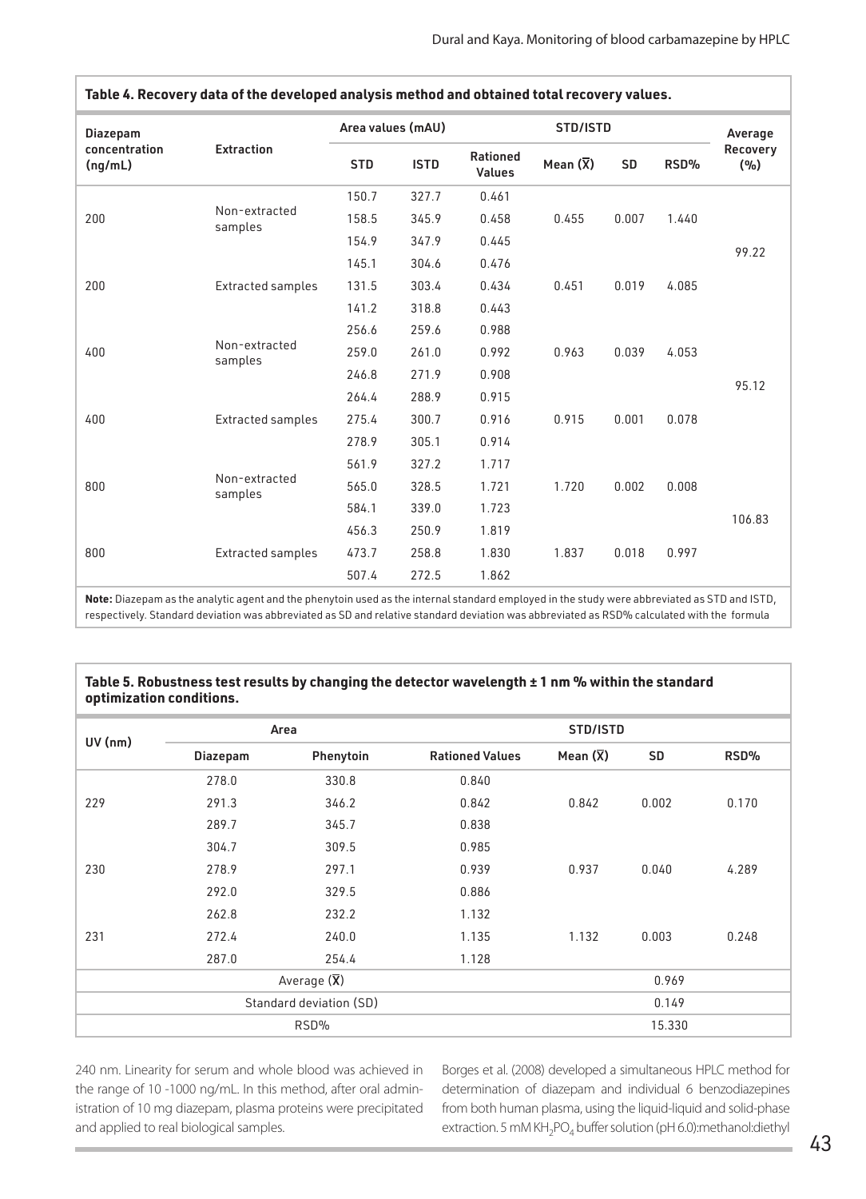**Table 4. Recovery data of the developed analysis method and obtained total recovery values.**

| Diazepam concentration (ng/mL) | Extraction | Area values (mAU) | | STD/ISTD | | | | Average Recovery (%) |
|---|---|---|---|---|---|---|---|---|
| | | STD | ISTD | Rationed Values | Mean ($\overline{X}$) | SD | RSD% | |
| 200 | Non-extracted samples | 150.7 | 327.7 | 0.461 | 0.455 | 0.007 | 1.440 | 99.22 |
| | | 158.5 | 345.9 | 0.458 | | | | |
| | | 154.9 | 347.9 | 0.445 | | | | |
| 200 | Extracted samples | 145.1 | 304.6 | 0.476 | 0.451 | 0.019 | 4.085 | |
| | | 131.5 | 303.4 | 0.434 | | | | |
| | | 141.2 | 318.8 | 0.443 | | | | |
| 400 | Non-extracted samples | 256.6 | 259.6 | 0.988 | 0.963 | 0.039 | 4.053 | 95.12 |
| | | 259.0 | 261.0 | 0.992 | | | | |
| | | 246.8 | 271.9 | 0.908 | | | | |
| 400 | Extracted samples | 264.4 | 288.9 | 0.915 | 0.915 | 0.001 | 0.078 | |
| | | 275.4 | 300.7 | 0.916 | | | | |
| | | 278.9 | 305.1 | 0.914 | | | | |
| 800 | Non-extracted samples | 561.9 | 327.2 | 1.717 | 1.720 | 0.002 | 0.008 | 106.83 |
| | | 565.0 | 328.5 | 1.721 | | | | |
| | | 584.1 | 339.0 | 1.723 | | | | |
| 800 | Extracted samples | 456.3 | 250.9 | 1.819 | 1.837 | 0.018 | 0.997 | |
| | | 473.7 | 258.8 | 1.830 | | | | |
| | | 507.4 | 272.5 | 1.862 | | | | |

**Note:** Diazepam as the analytic agent and the phenytoin used as the internal standard employed in the study were abbreviated as STD and ISTD, respectively. Standard deviation was abbreviated as SD and relative standard deviation was abbreviated as RSD% calculated with the formula

**Table 5. Robustness test results by changing the detector wavelength ± 1 nm % within the standard optimization conditions.**

| UV (nm) | Area | | STD/ISTD | | | |
|---|---|---|---|---|---|---|
| | Diazepam | Phenytoin | Rationed Values | Mean ($\overline{X}$) | SD | RSD% |
| 229 | 278.0 | 330.8 | 0.840 | 0.842 | 0.002 | 0.170 |
| | 291.3 | 346.2 | 0.842 | | | |
| | 289.7 | 345.7 | 0.838 | | | |
| 230 | 304.7 | 309.5 | 0.985 | 0.937 | 0.040 | 4.289 |
| | 278.9 | 297.1 | 0.939 | | | |
| | 292.0 | 329.5 | 0.886 | | | |
| 231 | 262.8 | 232.2 | 1.132 | 1.132 | 0.003 | 0.248 |
| | 272.4 | 240.0 | 1.135 | | | |
| | 287.0 | 254.4 | 1.128 | | | |
| Average ($\overline{X}$) | | | | 0.969 | | |
| Standard deviation (SD) | | | | 0.149 | | |
| RSD% | | | | 15.330 | | |

240 nm. Linearity for serum and whole blood was achieved in the range of 10 -1000 ng/mL. In this method, after oral administration of 10 mg diazepam, plasma proteins were precipitated and applied to real biological samples.

Borges et al. (2008) developed a simultaneous HPLC method for determination of diazepam and individual 6 benzodiazepines from both human plasma, using the liquid-liquid and solid-phase extraction. 5 mM $KH_2PO_4$ buffer solution (pH 6.0):methanol:diethyl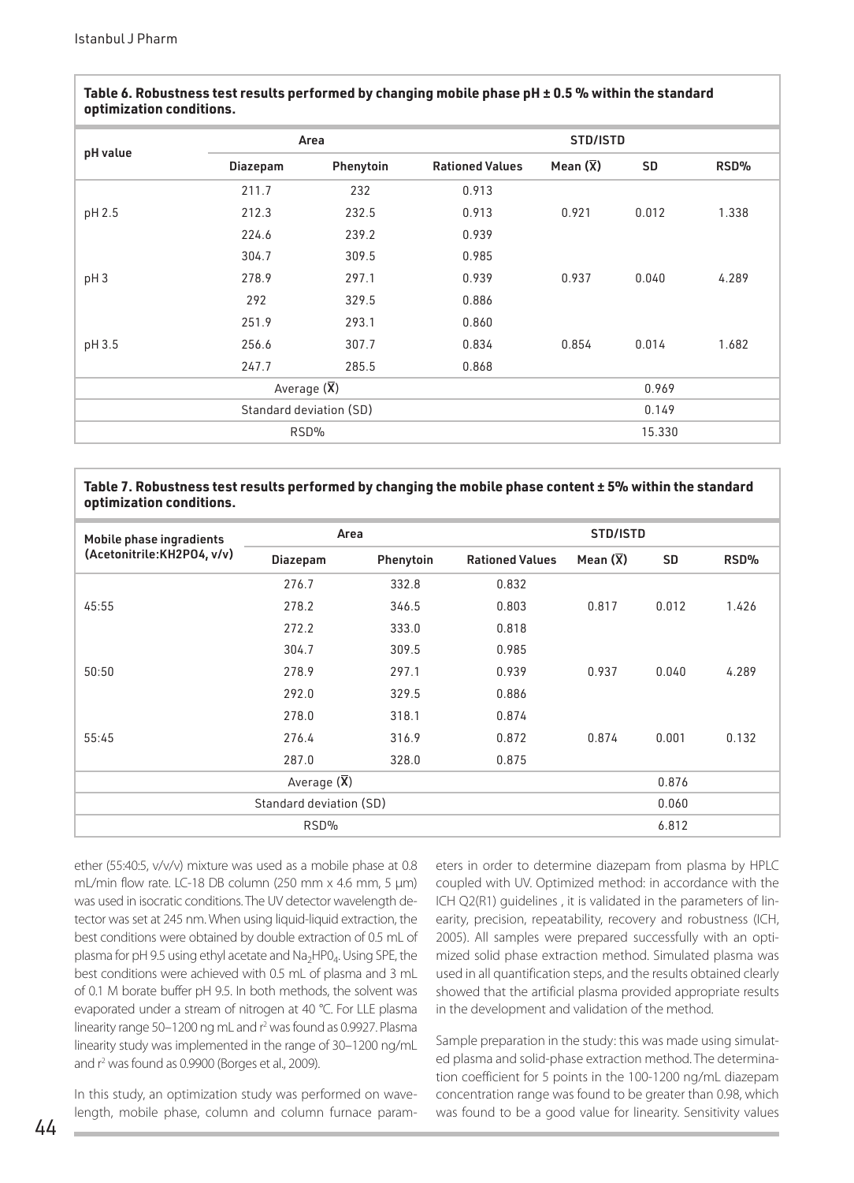**Table 6. Robustness test results performed by changing mobile phase pH ± 0.5 % within the standard optimization conditions.**

| pH value | Area | | STD/ISTD | | | |
|---|---|---|---|---|---|---|
| | Diazepam | Phenytoin | Rationed Values | Mean ($\bar{X}$) | SD | RSD% |
| | 211.7 | 232 | 0.913 | | | |
| pH 2.5 | 212.3 | 232.5 | 0.913 | 0.921 | 0.012 | 1.338 |
| | 224.6 | 239.2 | 0.939 | | | |
| | 304.7 | 309.5 | 0.985 | | | |
| pH 3 | 278.9 | 297.1 | 0.939 | 0.937 | 0.040 | 4.289 |
| | 292 | 329.5 | 0.886 | | | |
| | 251.9 | 293.1 | 0.860 | | | |
| pH 3.5 | 256.6 | 307.7 | 0.834 | 0.854 | 0.014 | 1.682 |
| | 247.7 | 285.5 | 0.868 | | | |
| Average ($\bar{X}$) | | | | 0.969 | | |
| Standard deviation (SD) | | | | 0.149 | | |
| RSD% | | | | 15.330 | | |

**Table 7. Robustness test results performed by changing the mobile phase content ± 5% within the standard optimization conditions.**

| Mobile phase ingradients (Acetonitrile:KH2PO4, v/v) | Area | | STD/ISTD | | | |
|---|---|---|---|---|---|---|
| | Diazepam | Phenytoin | Rationed Values | Mean ($\bar{X}$) | SD | RSD% |
| | 276.7 | 332.8 | 0.832 | | | |
| 45:55 | 278.2 | 346.5 | 0.803 | 0.817 | 0.012 | 1.426 |
| | 272.2 | 333.0 | 0.818 | | | |
| | 304.7 | 309.5 | 0.985 | | | |
| 50:50 | 278.9 | 297.1 | 0.939 | 0.937 | 0.040 | 4.289 |
| | 292.0 | 329.5 | 0.886 | | | |
| | 278.0 | 318.1 | 0.874 | | | |
| 55:45 | 276.4 | 316.9 | 0.872 | 0.874 | 0.001 | 0.132 |
| | 287.0 | 328.0 | 0.875 | | | |
| Average ($\bar{X}$) | | | | 0.876 | | |
| Standard deviation (SD) | | | | 0.060 | | |
| RSD% | | | | 6.812 | | |

ether (55:40:5, v/v/v) mixture was used as a mobile phase at 0.8 mL/min flow rate. LC-18 DB column (250 mm x 4.6 mm, 5 µm) was used in isocratic conditions. The UV detector wavelength detector was set at 245 nm. When using liquid-liquid extraction, the best conditions were obtained by double extraction of 0.5 mL of plasma for pH 9.5 using ethyl acetate and $Na_2HP0_4$. Using SPE, the best conditions were achieved with 0.5 mL of plasma and 3 mL of 0.1 M borate buffer pH 9.5. In both methods, the solvent was evaporated under a stream of nitrogen at 40 °C. For LLE plasma linearity range 50–1200 ng mL and $r^2$ was found as 0.9927. Plasma linearity study was implemented in the range of 30–1200 ng/mL and $r^2$ was found as 0.9900 (Borges et al., 2009).

In this study, an optimization study was performed on wavelength, mobile phase, column and column furnace parameters in order to determine diazepam from plasma by HPLC coupled with UV. Optimized method: in accordance with the ICH Q2(R1) guidelines , it is validated in the parameters of linearity, precision, repeatability, recovery and robustness (ICH, 2005). All samples were prepared successfully with an optimized solid phase extraction method. Simulated plasma was used in all quantification steps, and the results obtained clearly showed that the artificial plasma provided appropriate results in the development and validation of the method.

Sample preparation in the study: this was made using simulated plasma and solid-phase extraction method. The determination coefficient for 5 points in the 100-1200 ng/mL diazepam concentration range was found to be greater than 0.98, which was found to be a good value for linearity. Sensitivity values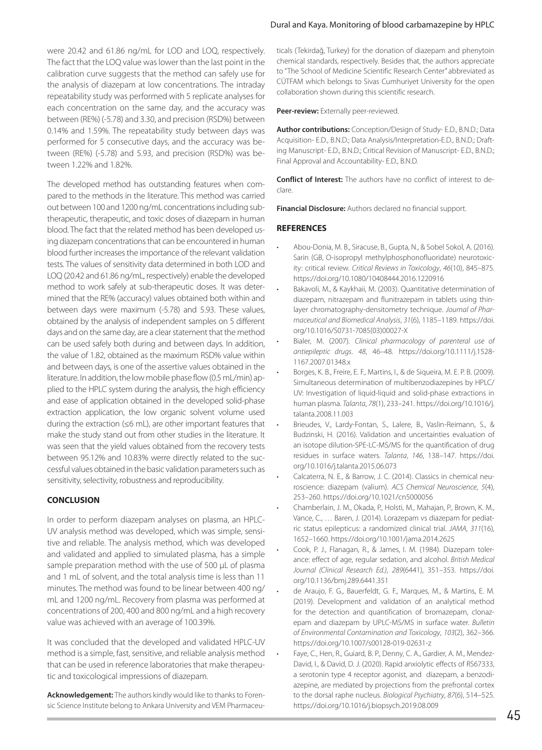were 20.42 and 61.86 ng/mL for LOD and LOQ, respectively. The fact that the LOQ value was lower than the last point in the calibration curve suggests that the method can safely use for the analysis of diazepam at low concentrations. The intraday repeatability study was performed with 5 replicate analyses for each concentration on the same day, and the accuracy was between (RE%) (-5.78) and 3.30, and precision (RSD%) between 0.14% and 1.59%. The repeatability study between days was performed for 5 consecutive days, and the accuracy was between (RE%) (-5.78) and 5.93, and precision (RSD%) was between 1.22% and 1.82%.

The developed method has outstanding features when compared to the methods in the literature. This method was carried out between 100 and 1200 ng/mL concentrations including subtherapeutic, therapeutic, and toxic doses of diazepam in human blood. The fact that the related method has been developed using diazepam concentrations that can be encountered in human blood further increases the importance of the relevant validation tests. The values of sensitivity data determined in both LOD and LOQ (20.42 and 61.86 ng/mL, respectively) enable the developed method to work safely at sub-therapeutic doses. It was determined that the RE% (accuracy) values obtained both within and between days were maximum (-5.78) and 5.93. These values, obtained by the analysis of independent samples on 5 different days and on the same day, are a clear statement that the method can be used safely both during and between days. In addition, the value of 1.82, obtained as the maximum RSD% value within and between days, is one of the assertive values obtained in the literature. In addition, the low mobile phase flow (0.5 mL/min) applied to the HPLC system during the analysis, the high efficiency and ease of application obtained in the developed solid-phase extraction application, the low organic solvent volume used during the extraction (≤6 mL), are other important features that make the study stand out from other studies in the literature. It was seen that the yield values obtained from the recovery tests between 95.12% and 10.83% werre directly related to the successful values obtained in the basic validation parameters such as sensitivity, selectivity, robustness and reproducibility.

## CONCLUSION

In order to perform diazepam analyses on plasma, an HPLC-UV analysis method was developed, which was simple, sensitive and reliable. The analysis method, which was developed and validated and applied to simulated plasma, has a simple sample preparation method with the use of 500 µL of plasma and 1 mL of solvent, and the total analysis time is less than 11 minutes. The method was found to be linear between 400 ng/mL and 1200 ng/mL. Recovery from plasma was performed at concentrations of 200, 400 and 800 ng/mL and a high recovery value was achieved with an average of 100.39%.

It was concluded that the developed and validated HPLC-UV method is a simple, fast, sensitive, and reliable analysis method that can be used in reference laboratories that make therapeutic and toxicological impressions of diazepam.

**Acknowledgement:** The authors kindly would like to thanks to Forensic Science Institute belong to Ankara University and VEM Pharmaceuticals (Tekirdağ, Turkey) for the donation of diazepam and phenytoin chemical standards, respectively. Besides that, the authors appreciate to "The School of Medicine Scientific Research Center" abbreviated as CÜTFAM which belongs to Sivas Cumhuriyet University for the open collaboration shown during this scientific research.

**Peer-review:** Externally peer-reviewed.

**Author contributions:** Conception/Design of Study- E.D., B.N.D.; Data Acquisition- E.D., B.N.D.; Data Analysis/Interpretation-E.D., B.N.D.; Drafting Manuscript- E.D., B.N.D.; Critical Revision of Manuscript- E.D., B.N.D.; Final Approval and Accountability- E.D., B.N.D.

**Conflict of Interest:** The authors have no conflict of interest to declare.

**Financial Disclosure:** Authors declared no financial support.

## REFERENCES

- Abou-Donia, M. B., Siracuse, B., Gupta, N., & Sobel Sokol, A. (2016). Sarin (GB, O-isopropyl methylphosphonofluoridate) neurotoxicity: critical review. *Critical Reviews in Toxicology*, *46*(10), 845–875. https://doi.org/10.1080/10408444.2016.1220916
- Bakavoli, M., & Kaykhaii, M. (2003). Quantitative determination of diazepam, nitrazepam and flunitrazepam in tablets using thin-layer chromatography-densitometry technique. *Journal of Pharmaceutical and Biomedical Analysis*, *31*(6), 1185–1189. https://doi.org/10.1016/S0731-7085(03)00027-X
- Bialer, M. (2007). *Clinical pharmacology of parenteral use of antiepileptic drugs*. *48*, 46–48. https://doi.org/10.1111/j.1528-1167.2007.01348.x
- Borges, K. B., Freire, E. F., Martins, I., & de Siqueira, M. E. P. B. (2009). Simultaneous determination of multibenzodiazepines by HPLC/UV: Investigation of liquid-liquid and solid-phase extractions in human plasma. *Talanta*, *78*(1), 233–241. https://doi.org/10.1016/j.talanta.2008.11.003
- Brieudes, V., Lardy-Fontan, S., Lalere, B., Vaslin-Reimann, S., & Budzinski, H. (2016). Validation and uncertainties evaluation of an isotope dilution-SPE-LC-MS/MS for the quantification of drug residues in surface waters. *Talanta*, *146*, 138–147. https://doi.org/10.1016/j.talanta.2015.06.073
- Calcaterra, N. E., & Barrow, J. C. (2014). Classics in chemical neuroscience: diazepam (valium). *ACS Chemical Neuroscience*, *5*(4), 253–260. https://doi.org/10.1021/cn5000056
- Chamberlain, J. M., Okada, P., Holsti, M., Mahajan, P., Brown, K. M., Vance, C., … Baren, J. (2014). Lorazepam vs diazepam for pediatric status epilepticus: a randomized clinical trial. *JAMA*, *311*(16), 1652–1660. https://doi.org/10.1001/jama.2014.2625
- Cook, P. J., Flanagan, R., & James, I. M. (1984). Diazepam tolerance: effect of age, regular sedation, and alcohol. *British Medical Journal (Clinical Research Ed.)*, *289*(6441), 351–353. https://doi.org/10.1136/bmj.289.6441.351
- de Araujo, F. G., Bauerfeldt, G. F., Marques, M., & Martins, E. M. (2019). Development and validation of an analytical method for the detection and quantification of bromazepam, clonazepam and diazepam by UPLC-MS/MS in surface water. *Bulletin of Environmental Contamination and Toxicology*, *103*(2), 362–366. https://doi.org/10.1007/s00128-019-02631-z
- Faye, C., Hen, R., Guiard, B. P., Denny, C. A., Gardier, A. M., Mendez-David, I., & David, D. J. (2020). Rapid anxiolytic effects of RS67333, a serotonin type 4 receptor agonist, and diazepam, a benzodiazepine, are mediated by projections from the prefrontal cortex to the dorsal raphe nucleus. *Biological Psychiatry*, *87*(6), 514–525. https://doi.org/10.1016/j.biopsych.2019.08.009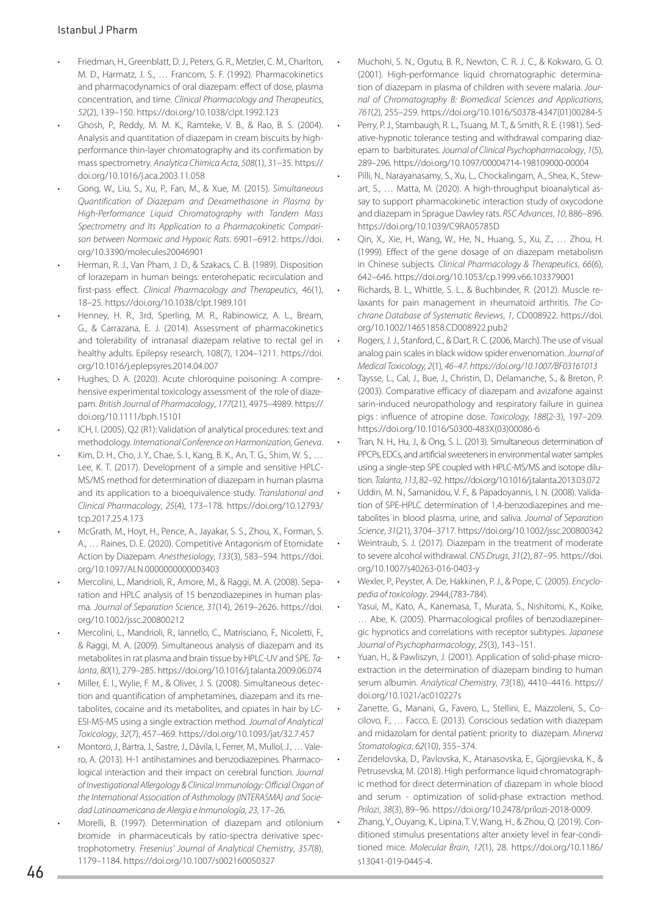- Friedman, H., Greenblatt, D. J., Peters, G. R., Metzler, C. M., Charlton, M. D., Harmatz, J. S., … Francom, S. F. (1992). Pharmacokinetics and pharmacodynamics of oral diazepam: effect of dose, plasma concentration, and time. *Clinical Pharmacology and Therapeutics*, *52*(2), 139–150. https://doi.org/10.1038/clpt.1992.123
- Ghosh, P., Reddy, M. M. K., Ramteke, V. B., & Rao, B. S. (2004). Analysis and quantitation of diazepam in cream biscuits by high-performance thin-layer chromatography and its confirmation by mass spectrometry. *Analytica Chimica Acta*, *508*(1), 31–35. https://doi.org/10.1016/j.aca.2003.11.058
- Gong, W., Liu, S., Xu, P., Fan, M., & Xue, M. (2015). *Simultaneous Quantification of Diazepam and Dexamethasone in Plasma by High-Performance Liquid Chromatography with Tandem Mass Spectrometry and Its Application to a Pharmacokinetic Comparison between Normoxic and Hypoxic Rats*. 6901–6912. https://doi.org/10.3390/molecules20046901
- Herman, R. J., Van Pham, J. D., & Szakacs, C. B. (1989). Disposition of lorazepam in human beings: enterohepatic recirculation and first-pass effect. *Clinical Pharmacology and Therapeutics*, 46(1), 18–25. https://doi.org/10.1038/clpt.1989.101
- Henney, H. R., 3rd, Sperling, M. R., Rabinowicz, A. L., Bream, G., & Carrazana, E. J. (2014). Assessment of pharmacokinetics and tolerability of intranasal diazepam relative to rectal gel in healthy adults. Epilepsy research, 108(7), 1204–1211. https://doi.org/10.1016/j.eplepsyres.2014.04.007
- Hughes, D. A. (2020). Acute chloroquine poisoning: A comprehensive experimental toxicology assessment of the role of diazepam. *British Journal of Pharmacology*, *177*(21), 4975–4989. https://doi.org/10.1111/bph.15101
- ICH, I. (2005). Q2 (R1): Validation of analytical procedures: text and methodology. *International Conference on Harmonization, Geneva*.
- Kim, D. H., Cho, J. Y., Chae, S. I., Kang, B. K., An, T. G., Shim, W. S., … Lee, K. T. (2017). Development of a simple and sensitive HPLC-MS/MS method for determination of diazepam in human plasma and its application to a bioequivalence study. *Translational and Clinical Pharmacology*, *25*(4), 173–178. https://doi.org/10.12793/tcp.2017.25.4.173
- McGrath, M., Hoyt, H., Pence, A., Jayakar, S. S., Zhou, X., Forman, S. A., … Raines, D. E. (2020). Competitive Antagonism of Etomidate Action by Diazepam. *Anesthesiology*, *133*(3), 583–594. https://doi.org/10.1097/ALN.0000000000003403
- Mercolini, L., Mandrioli, R., Amore, M., & Raggi, M. A. (2008). Separation and HPLC analysis of 15 benzodiazepines in human plasma. *Journal of Separation Science*, *31*(14), 2619–2626. https://doi.org/10.1002/jssc.200800212
- Mercolini, L., Mandrioli, R., Iannello, C., Matrisciano, F., Nicoletti, F., & Raggi, M. A. (2009). Simultaneous analysis of diazepam and its metabolites in rat plasma and brain tissue by HPLC-UV and SPE. *Talanta*, *80*(1), 279–285. https://doi.org/10.1016/j.talanta.2009.06.074
- Miller, E. I., Wylie, F. M., & Oliver, J. S. (2008). Simultaneous detection and quantification of amphetamines, diazepam and its metabolites, cocaine and its metabolites, and opiates in hair by LC-ESI-MS-MS using a single extraction method. *Journal of Analytical Toxicology*, *32*(7), 457–469. https://doi.org/10.1093/jat/32.7.457
- Montoro, J., Bartra, J., Sastre, J., Dávila, I., Ferrer, M., Mullol, J., … Valero, A. (2013). H-1 antihistamines and benzodiazepines. Pharmacological interaction and their impact on cerebral function. *Journal of Investigational Allergology & Clinical Immunology: Official Organ of the International Association of Asthmology (INTERASMA) and Sociedad Latinoamericana de Alergia e Inmunología*, *23*, 17–26.
- Morelli, B. (1997). Determination of diazepam and otilonium bromide in pharmaceuticals by ratio-spectra derivative spectrophotometry. *Fresenius' Journal of Analytical Chemistry*, *357*(8), 1179–1184. https://doi.org/10.1007/s002160050327
- Muchohi, S. N., Ogutu, B. R., Newton, C. R. J. C., & Kokwaro, G. O. (2001). High-performance liquid chromatographic determination of diazepam in plasma of children with severe malaria. *Journal of Chromatography B: Biomedical Sciences and Applications*, *761*(2), 255–259. https://doi.org/10.1016/S0378-4347(01)00284-5
- Perry, P. J., Stambaugh, R. L., Tsuang, M. T., & Smith, R. E. (1981). Sedative-hypnotic tolerance testing and withdrawal comparing diazepam to barbiturates. *Journal of Clinical Psychopharmacology*, *1*(5), 289–296. https://doi.org/10.1097/00004714-198109000-00004
- Pilli, N., Narayanasamy, S., Xu, L., Chockalingam, A., Shea, K., Stewart, S., … Matta, M. (2020). A high-throughput bioanalytical assay to support pharmacokinetic interaction study of oxycodone and diazepam in Sprague Dawley rats. *RSC Advances*, *10*, 886–896. https://doi.org/10.1039/C9RA05785D
- Qin, X., Xie, H., Wang, W., He, N., Huang, S., Xu, Z., … Zhou, H. (1999). Effect of the gene dosage of on diazepam metabolism in Chinese subjects. *Clinical Pharmacology & Therapeutics*, *66*(6), 642–646. https://doi.org/10.1053/cp.1999.v66.103379001
- Richards, B. L., Whittle, S. L., & Buchbinder, R. (2012). Muscle relaxants for pain management in rheumatoid arthritis. *The Cochrane Database of Systematic Reviews*, *1*, CD008922. https://doi.org/10.1002/14651858.CD008922.pub2
- Rogers, J. J., Stanford, C., & Dart, R. C. (2006, March). The use of visual analog pain scales in black widow spider envenomation. *Journal of Medical Toxicology, 2*(1), *46–47. https://doi.org/10.1007/BF03161013*
- Taysse, L., Cal, J., Bue, J., Christin, D., Delamanche, S., & Breton, P. (2003). Comparative efficacy of diazepam and avizafone against sarin-induced neuropathology and respiratory failure in guinea pigs : influence of atropine dose. *Toxicology*, *188*(2-3), 197–209. https://doi.org/10.1016/S0300-483X(03)00086-6
- Tran, N. H., Hu, J., & Ong, S. L. (2013). Simultaneous determination of PPCPs, EDCs, and artificial sweeteners in environmental water samples using a single-step SPE coupled with HPLC-MS/MS and isotope dilution. *Talanta*, *113*, 82–92. https://doi.org/10.1016/j.talanta.2013.03.072
- Uddin, M. N., Samanidou, V. F., & Papadoyannis, I. N. (2008). Validation of SPE-HPLC determination of 1,4-benzodiazepines and metabolites in blood plasma, urine, and saliva. *Journal of Separation Science*, *31*(21), 3704–3717. https://doi.org/10.1002/jssc.200800342
- Weintraub, S. J. (2017). Diazepam in the treatment of moderate to severe alcohol withdrawal. *CNS Drugs*, *31*(2), 87–95. https://doi.org/10.1007/s40263-016-0403-y
- Wexler, P., Peyster, A. De, Hakkinen, P. J., & Pope, C. (2005). *Encyclopedia of toxicology*. 2944,(783-784).
- Yasui, M., Kato, A., Kanemasa, T., Murata, S., Nishitomi, K., Koike, … Abe, K. (2005). Pharmacological profiles of benzodiazepinergic hypnotics and correlations with receptor subtypes. *Japanese Journal of Psychopharmacology*, *25*(3), 143–151.
- Yuan, H., & Pawliszyn, J. (2001). Application of solid-phase microextraction in the determination of diazepam binding to human serum albumin. *Analytical Chemistry*, *73*(18), 4410–4416. https://doi.org/10.1021/ac010227s
- Zanette, G., Manani, G., Favero, L., Stellini, E., Mazzoleni, S., Cocilovo, F., … Facco, E. (2013). Conscious sedation with diazepam and midazolam for dental patient: priority to diazepam. *Minerva Stomatologica*, *62*(10), 355–374.
- Zendelovska, D., Pavlovska, K., Atanasovska, E., Gjorgjievska, K., & Petrusevska, M. (2018). High performance liquid chromatographic method for direct determination of diazepam in whole blood and serum - optimization of solid-phase extraction method. *Prilozi*, *38*(3), 89–96. https://doi.org/10.2478/prilozi-2018-0009.
- Zhang, Y., Ouyang, K., Lipina, T. V, Wang, H., & Zhou, Q. (2019). Conditioned stimulus presentations alter anxiety level in fear-conditioned mice. *Molecular Brain*, *12*(1), 28. https://doi.org/10.1186/s13041-019-0445-4.